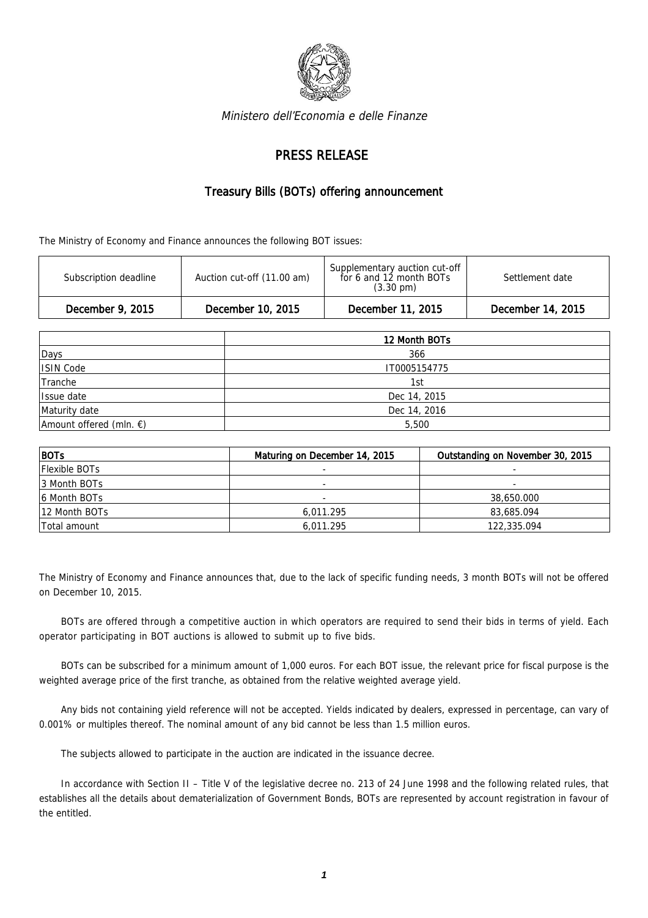*Ministero dell'Economia e delle Finanze*

# PRESS RELEASE

## Treasury Bills (BOTs) offering announcement

The Ministry of Economy and Finance announces the following BOT issues:

| Subscription deadline | Auction cut-off (11.00 am) | Supplementary auction cut-off for 6 and 12 month BOTs (3.30 pm) | Settlement date |
|---|---|---|---|
| **December 9, 2015** | **December 10, 2015** | **December 11, 2015** | **December 14, 2015** |

| | **12 Month BOTs** |
|---|---|
| Days | 366 |
| ISIN Code | IT0005154775 |
| Tranche | 1st |
| Issue date | Dec 14, 2015 |
| Maturity date | Dec 14, 2016 |
| Amount offered (mln. €) | 5,500 |

| **BOTs** | **Maturing on December 14, 2015** | **Outstanding on November 30, 2015** |
|---|---|---|
| Flexible BOTs | - | - |
| 3 Month BOTs | - | - |
| 6 Month BOTs | - | 38,650.000 |
| 12 Month BOTs | 6,011.295 | 83,685.094 |
| Total amount | 6,011.295 | 122,335.094 |

The Ministry of Economy and Finance announces that, due to the lack of specific funding needs, 3 month BOTs will not be offered on December 10, 2015.

BOTs are offered through a competitive auction in which operators are required to send their bids in terms of yield. Each operator participating in BOT auctions is allowed to submit up to five bids.

BOTs can be subscribed for a minimum amount of 1,000 euros. For each BOT issue, the relevant price for fiscal purpose is the weighted average price of the first tranche, as obtained from the relative weighted average yield.

Any bids not containing yield reference will not be accepted. Yields indicated by dealers, expressed in percentage, can vary of 0.001% or multiples thereof. The nominal amount of any bid cannot be less than 1.5 million euros.

The subjects allowed to participate in the auction are indicated in the issuance decree.

In accordance with Section II – Title V of the legislative decree no. 213 of 24 June 1998 and the following related rules, that establishes all the details about dematerialization of Government Bonds, BOTs are represented by account registration in favour of the entitled.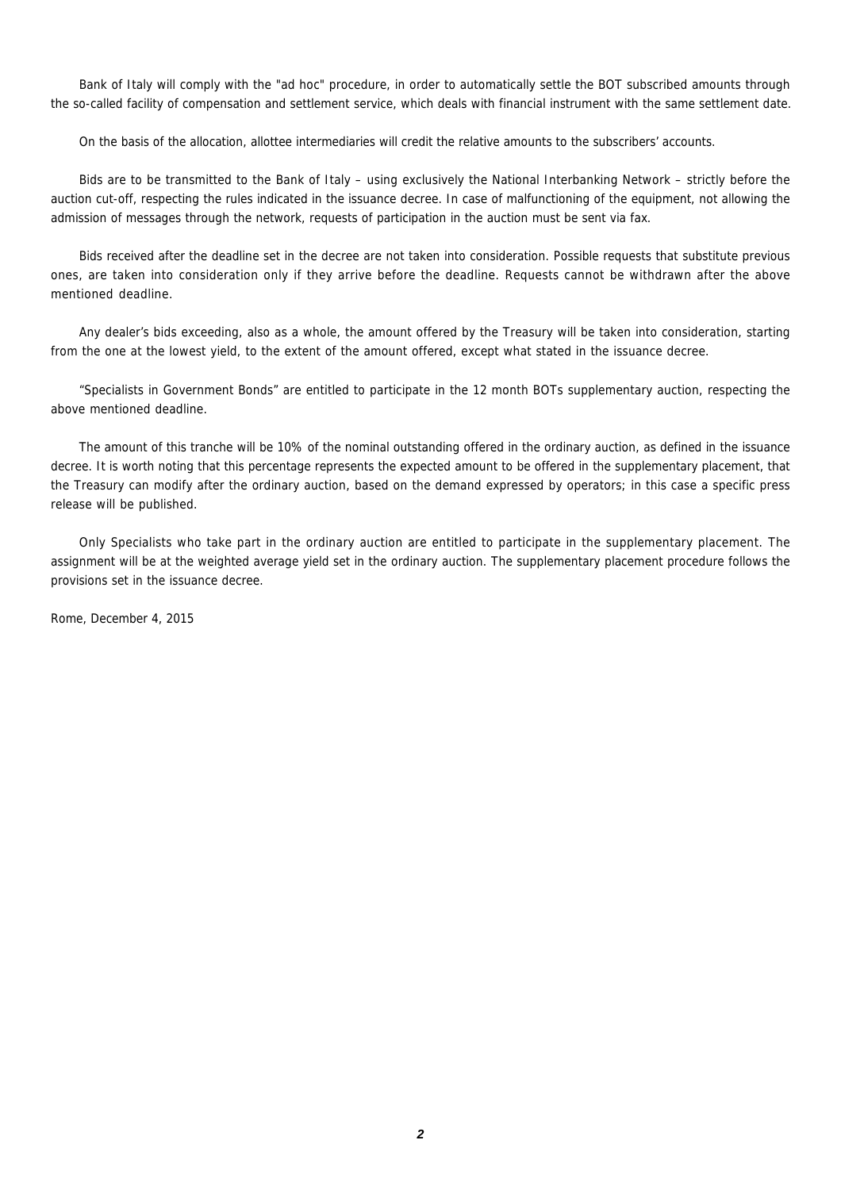Bank of Italy will comply with the "ad hoc" procedure, in order to automatically settle the BOT subscribed amounts through the so-called facility of compensation and settlement service, which deals with financial instrument with the same settlement date.

On the basis of the allocation, allottee intermediaries will credit the relative amounts to the subscribers' accounts.

Bids are to be transmitted to the Bank of Italy – using exclusively the National Interbanking Network – strictly before the auction cut-off, respecting the rules indicated in the issuance decree. In case of malfunctioning of the equipment, not allowing the admission of messages through the network, requests of participation in the auction must be sent via fax.

Bids received after the deadline set in the decree are not taken into consideration. Possible requests that substitute previous ones, are taken into consideration only if they arrive before the deadline. Requests cannot be withdrawn after the above mentioned deadline.

Any dealer's bids exceeding, also as a whole, the amount offered by the Treasury will be taken into consideration, starting from the one at the lowest yield, to the extent of the amount offered, except what stated in the issuance decree.

"Specialists in Government Bonds" are entitled to participate in the 12 month BOTs supplementary auction, respecting the above mentioned deadline.

The amount of this tranche will be 10% of the nominal outstanding offered in the ordinary auction, as defined in the issuance decree. It is worth noting that this percentage represents the expected amount to be offered in the supplementary placement, that the Treasury can modify after the ordinary auction, based on the demand expressed by operators; in this case a specific press release will be published.

Only Specialists who take part in the ordinary auction are entitled to participate in the supplementary placement. The assignment will be at the weighted average yield set in the ordinary auction. The supplementary placement procedure follows the provisions set in the issuance decree.

Rome, December 4, 2015